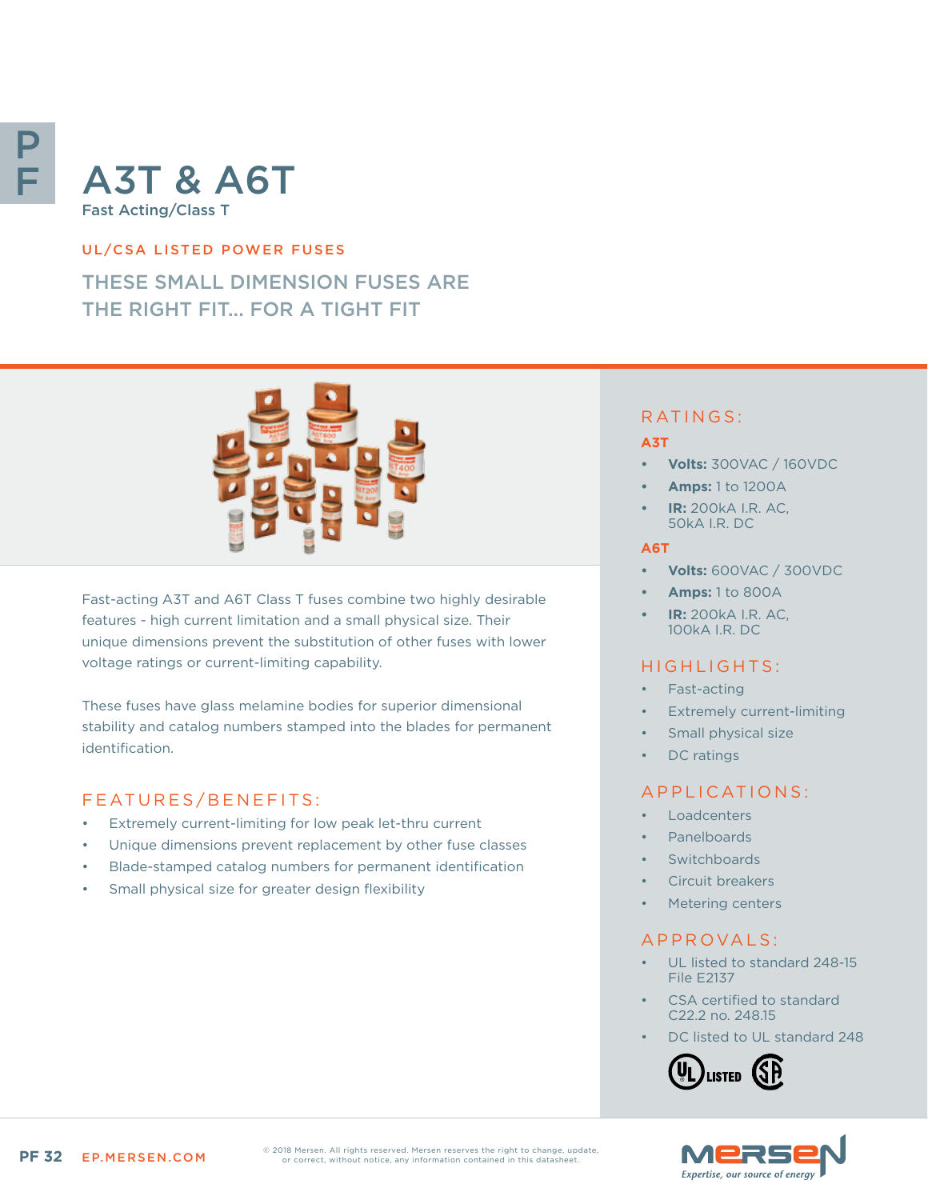# A3T & A6T

Fast Acting/Class T

UL/CSA LISTED POWER FUSES

THESE SMALL DIMENSION FUSES ARE THE RIGHT FIT... FOR A TIGHT FIT

Fast-acting A3T and A6T Class T fuses combine two highly desirable features - high current limitation and a small physical size. Their unique dimensions prevent the substitution of other fuses with lower voltage ratings or current-limiting capability.

These fuses have glass melamine bodies for superior dimensional stability and catalog numbers stamped into the blades for permanent identification.

## FEATURES/BENEFITS:

- Extremely current-limiting for low peak let-thru current
- Unique dimensions prevent replacement by other fuse classes
- Blade-stamped catalog numbers for permanent identification
- Small physical size for greater design flexibility

## RATINGS:

### A3T

- **Volts:** 300VAC / 160VDC
- **Amps:** 1 to 1200A
- **IR:** 200kA I.R. AC, 50kA I.R. DC

### A6T

- **Volts:** 600VAC / 300VDC
- **Amps:** 1 to 800A
- **IR:** 200kA I.R. AC, 100kA I.R. DC

## HIGHLIGHTS:

- Fast-acting
- Extremely current-limiting
- Small physical size
- DC ratings

## APPLICATIONS:

- Loadcenters
- Panelboards
- Switchboards
- Circuit breakers
- Metering centers

## APPROVALS:

- UL listed to standard 248-15 File E2137
- CSA certified to standard C22.2 no. 248.15
- DC listed to UL standard 248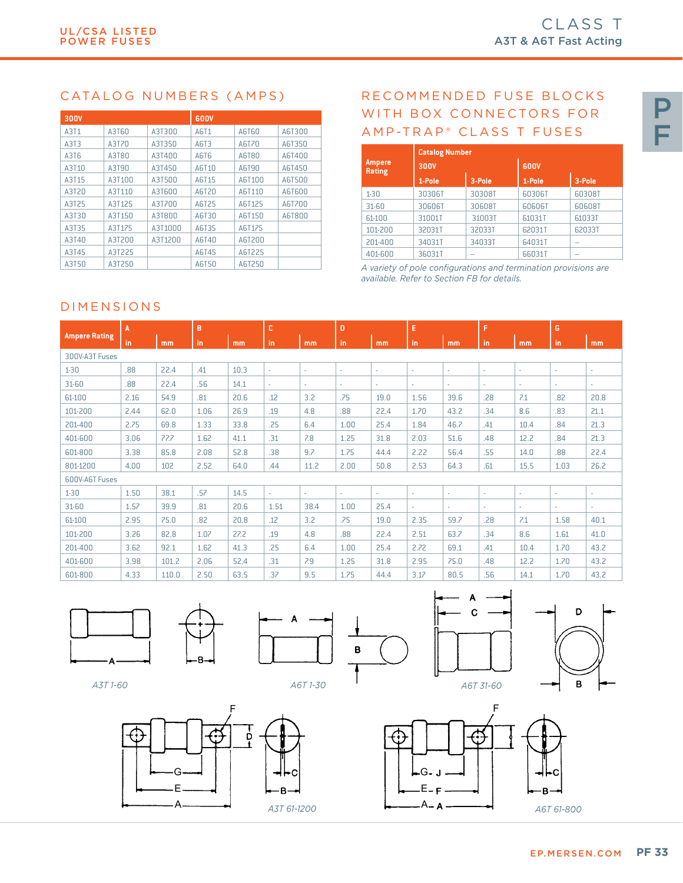## CATALOG NUMBERS (AMPS)

| 300V | | | 600V | | |
|---|---|---|---|---|---|
| A3T1 | A3T60 | A3T300 | A6T1 | A6T60 | A6T300 |
| A3T3 | A3T70 | A3T350 | A6T3 | A6T70 | A6T350 |
| A3T6 | A3T80 | A3T400 | A6T6 | A6T80 | A6T400 |
| A3T10 | A3T90 | A3T450 | A6T10 | A6T90 | A6T450 |
| A3T15 | A3T100 | A3T500 | A6T15 | A6T100 | A6T500 |
| A3T20 | A3T110 | A3T600 | A6T20 | A6T110 | A6T600 |
| A3T25 | A3T125 | A3T700 | A6T25 | A6T125 | A6T700 |
| A3T30 | A3T150 | A3T800 | A6T30 | A6T150 | A6T800 |
| A3T35 | A3T175 | A3T1000 | A6T35 | A6T175 | |
| A3T40 | A3T200 | A3T1200 | A6T40 | A6T200 | |
| A3T45 | A3T225 | | A6T45 | A6T225 | |
| A3T50 | A3T250 | | A6T50 | A6T250 | |

## RECOMMENDED FUSE BLOCKS WITH BOX CONNECTORS FOR AMP-TRAP® CLASS T FUSES

| Ampere Rating | Catalog Number | | | |
|---|---|---|---|---|
| | 300V | | 600V | |
| | 1-Pole | 3-Pole | 1-Pole | 3-Pole |
| 1-30 | 30306T | 30308T | 60306T | 60308T |
| 31-60 | 30606T | 30608T | 60606T | 60608T |
| 61-100 | 31001T | 31003T | 61031T | 61033T |
| 101-200 | 32031T | 32033T | 62031T | 62033T |
| 201-400 | 34031T | 34033T | 64031T | – |
| 401-600 | 36031T | – | 66031T | – |

*A variety of pole configurations and termination provisions are available. Refer to Section FB for details.*

## DIMENSIONS

| Ampere Rating | A | | B | | C | | D | | E | | F | | G | |
|---|---|---|---|---|---|---|---|---|---|---|---|---|---|---|
| | in | mm | in | mm | in | mm | in | mm | in | mm | in | mm | in | mm |
| 300V-A3T Fuses | | | | | | | | | | | | | | |
| 1-30 | .88 | 22.4 | .41 | 10.3 | - | - | - | - | - | - | - | - | - | - |
| 31-60 | .88 | 22.4 | .56 | 14.1 | - | - | - | - | - | - | - | - | - | - |
| 61-100 | 2.16 | 54.9 | .81 | 20.6 | .12 | 3.2 | .75 | 19.0 | 1.56 | 39.6 | .28 | 7.1 | .82 | 20.8 |
| 101-200 | 2.44 | 62.0 | 1.06 | 26.9 | .19 | 4.8 | .88 | 22.4 | 1.70 | 43.2 | .34 | 8.6 | .83 | 21.1 |
| 201-400 | 2.75 | 69.8 | 1.33 | 33.8 | .25 | 6.4 | 1.00 | 25.4 | 1.84 | 46.7 | .41 | 10.4 | .84 | 21.3 |
| 401-600 | 3.06 | 77.7 | 1.62 | 41.1 | .31 | 7.8 | 1.25 | 31.8 | 2.03 | 51.6 | .48 | 12.2 | .84 | 21.3 |
| 601-800 | 3.38 | 85.8 | 2.08 | 52.8 | .38 | 9.7 | 1.75 | 44.4 | 2.22 | 56.4 | .55 | 14.0 | .88 | 22.4 |
| 801-1200 | 4.00 | 102 | 2.52 | 64.0 | .44 | 11.2 | 2.00 | 50.8 | 2.53 | 64.3 | .61 | 15.5 | 1.03 | 26.2 |
| 600V-A6T Fuses | | | | | | | | | | | | | | |
| 1-30 | 1.50 | 38.1 | .57 | 14.5 | - | - | - | - | - | - | - | - | - | - |
| 31-60 | 1.57 | 39.9 | .81 | 20.6 | 1.51 | 38.4 | 1.00 | 25.4 | - | - | - | - | - | - |
| 61-100 | 2.95 | 75.0 | .82 | 20.8 | .12 | 3.2 | .75 | 19.0 | 2.35 | 59.7 | .28 | 7.1 | 1.58 | 40.1 |
| 101-200 | 3.26 | 82.8 | 1.07 | 27.2 | .19 | 4.8 | .88 | 22.4 | 2.51 | 63.7 | .34 | 8.6 | 1.61 | 41.0 |
| 201-400 | 3.62 | 92.1 | 1.62 | 41.3 | .25 | 6.4 | 1.00 | 25.4 | 2.72 | 69.1 | .41 | 10.4 | 1.70 | 43.2 |
| 401-600 | 3.98 | 101.2 | 2.06 | 52.4 | .31 | 7.9 | 1.25 | 31.8 | 2.95 | 75.0 | .48 | 12.2 | 1.70 | 43.2 |
| 601-800 | 4.33 | 110.0 | 2.50 | 63.5 | .37 | 9.5 | 1.75 | 44.4 | 3.17 | 80.5 | .56 | 14.1 | 1.70 | 43.2 |

A
B
*A3T 1-60*

A
B
*A6T 1-30*

A
C
D
B
*A6T 31-60*

F
D
G
E
A
C
B
*A3T 61-1200*

F
G- J
E- F
A- A
C
B
*A6T 61-800*